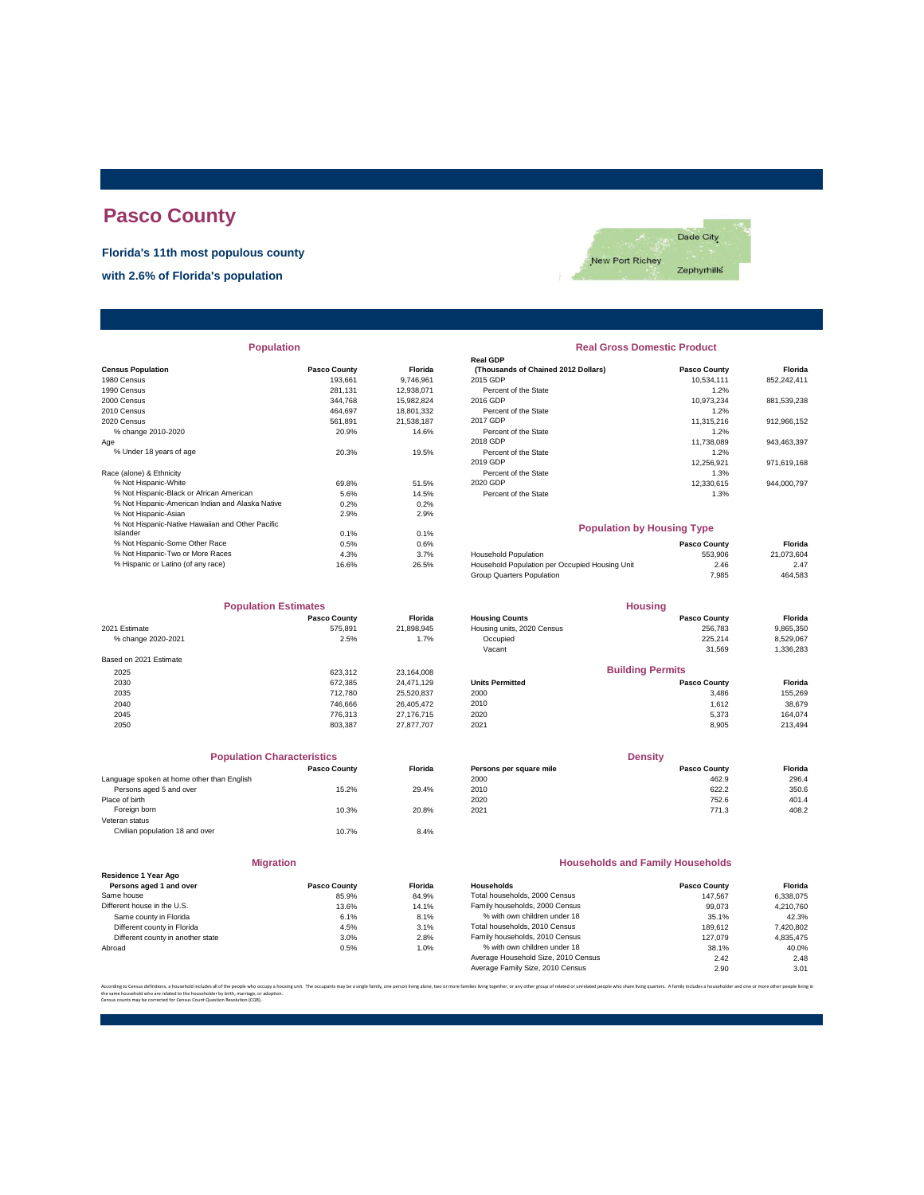# Pasco County

**Florida's 11th most populous county**

**with 2.6% of Florida's population**

Dade City
New Port Richey
Zephyrhills

## Population

| Census Population | Pasco County | Florida |
|---|---|---|
| 1980 Census | 193,661 | 9,746,961 |
| 1990 Census | 281,131 | 12,938,071 |
| 2000 Census | 344,768 | 15,982,824 |
| 2010 Census | 464,697 | 18,801,332 |
| 2020 Census | 561,891 | 21,538,187 |
| % change 2010-2020 | 20.9% | 14.6% |
| Age | | |
| % Under 18 years of age | 20.3% | 19.5% |
| Race (alone) & Ethnicity | | |
| % Not Hispanic-White | 69.8% | 51.5% |
| % Not Hispanic-Black or African American | 5.6% | 14.5% |
| % Not Hispanic-American Indian and Alaska Native | 0.2% | 0.2% |
| % Not Hispanic-Asian | 2.9% | 2.9% |
| % Not Hispanic-Native Hawaiian and Other Pacific Islander | 0.1% | 0.1% |
| % Not Hispanic-Some Other Race | 0.5% | 0.6% |
| % Not Hispanic-Two or More Races | 4.3% | 3.7% |
| % Hispanic or Latino (of any race) | 16.6% | 26.5% |

## Real Gross Domestic Product

| Real GDP (Thousands of Chained 2012 Dollars) | Pasco County | Florida |
|---|---|---|
| 2015 GDP | 10,534,111 | 852,242,411 |
| Percent of the State | 1.2% | |
| 2016 GDP | 10,973,234 | 881,539,238 |
| Percent of the State | 1.2% | |
| 2017 GDP | 11,315,216 | 912,966,152 |
| Percent of the State | 1.2% | |
| 2018 GDP | 11,738,089 | 943,463,397 |
| Percent of the State | 1.2% | |
| 2019 GDP | 12,256,921 | 971,619,168 |
| Percent of the State | 1.3% | |
| 2020 GDP | 12,330,615 | 944,000,797 |
| Percent of the State | 1.3% | |

## Population by Housing Type

| | Pasco County | Florida |
|---|---|---|
| Household Population | 553,906 | 21,073,604 |
| Household Population per Occupied Housing Unit | 2.46 | 2.47 |
| Group Quarters Population | 7,985 | 464,583 |

## Population Estimates

| | Pasco County | Florida |
|---|---|---|
| 2021 Estimate | 575,891 | 21,898,945 |
| % change 2020-2021 | 2.5% | 1.7% |
| Based on 2021 Estimate | | |
| 2025 | 623,312 | 23,164,008 |
| 2030 | 672,385 | 24,471,129 |
| 2035 | 712,780 | 25,520,837 |
| 2040 | 746,666 | 26,405,472 |
| 2045 | 776,313 | 27,176,715 |
| 2050 | 803,387 | 27,877,707 |

## Housing

| Housing Counts | Pasco County | Florida |
|---|---|---|
| Housing units, 2020 Census | 256,783 | 9,865,350 |
| Occupied | 225,214 | 8,529,067 |
| Vacant | 31,569 | 1,336,283 |

## Building Permits

| Units Permitted | Pasco County | Florida |
|---|---|---|
| 2000 | 3,486 | 155,269 |
| 2010 | 1,612 | 38,679 |
| 2020 | 5,373 | 164,074 |
| 2021 | 8,905 | 213,494 |

## Population Characteristics

| | Pasco County | Florida |
|---|---|---|
| Language spoken at home other than English | | |
| Persons aged 5 and over | 15.2% | 29.4% |
| Place of birth | | |
| Foreign born | 10.3% | 20.8% |
| Veteran status | | |
| Civilian population 18 and over | 10.7% | 8.4% |

## Density

| Persons per square mile | Pasco County | Florida |
|---|---|---|
| 2000 | 462.9 | 296.4 |
| 2010 | 622.2 | 350.6 |
| 2020 | 752.6 | 401.4 |
| 2021 | 771.3 | 408.2 |

## Migration

| Residence 1 Year Ago Persons aged 1 and over | Pasco County | Florida |
|---|---|---|
| Same house | 85.9% | 84.9% |
| Different house in the U.S. | 13.6% | 14.1% |
| Same county in Florida | 6.1% | 8.1% |
| Different county in Florida | 4.5% | 3.1% |
| Different county in another state | 3.0% | 2.8% |
| Abroad | 0.5% | 1.0% |

## Households and Family Households

| Households | Pasco County | Florida |
|---|---|---|
| Total households, 2000 Census | 147,567 | 6,338,075 |
| Family households, 2000 Census | 99,073 | 4,210,760 |
| % with own children under 18 | 35.1% | 42.3% |
| Total households, 2010 Census | 189,612 | 7,420,802 |
| Family households, 2010 Census | 127,079 | 4,835,475 |
| % with own children under 18 | 38.1% | 40.0% |
| Average Household Size, 2010 Census | 2.42 | 2.48 |
| Average Family Size, 2010 Census | 2.90 | 3.01 |

According to Census definitions, a household includes all of the people who occupy a housing unit. The occupants may be a single family, one person living alone, two or more families living together, or any other group of related or unrelated people who share living quarters. A family includes a householder and one or more other people living in the same household who are related to the householder by birth, marriage, or adoption.
Census counts may be corrected for Census Count Question Resolution (CQR).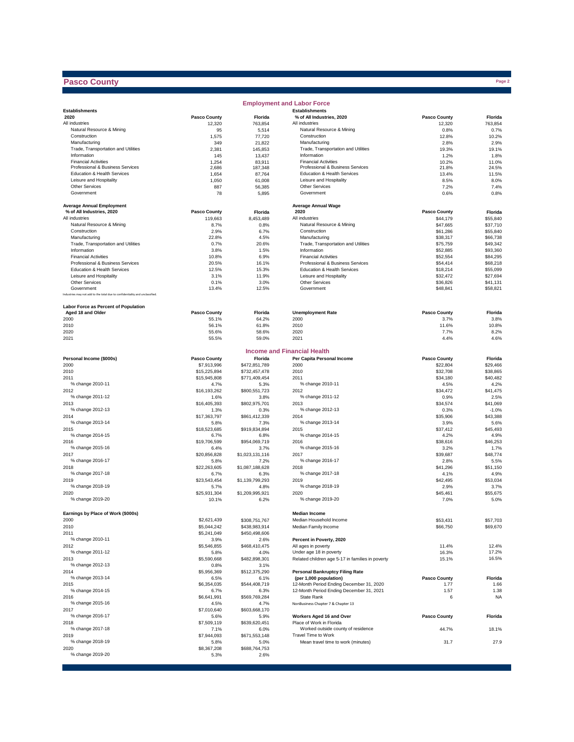# Pasco County

## Employment and Labor Force

| Establishments 2020 | Pasco County | Florida |
|---|---|---|
| All industries | 12,320 | 763,854 |
| Natural Resource & Mining | 95 | 5,514 |
| Construction | 1,575 | 77,720 |
| Manufacturing | 349 | 21,822 |
| Trade, Transportation and Utilities | 2,381 | 145,853 |
| Information | 145 | 13,437 |
| Financial Activities | 1,254 | 83,911 |
| Professional & Business Services | 2,686 | 187,348 |
| Education & Health Services | 1,654 | 87,764 |
| Leisure and Hospitality | 1,050 | 61,008 |
| Other Services | 887 | 56,385 |
| Government | 78 | 5,895 |

| Establishments % of All Industries, 2020 | Pasco County | Florida |
|---|---|---|
| All industries | 12,320 | 763,854 |
| Natural Resource & Mining | 0.8% | 0.7% |
| Construction | 12.8% | 10.2% |
| Manufacturing | 2.8% | 2.9% |
| Trade, Transportation and Utilities | 19.3% | 19.1% |
| Information | 1.2% | 1.8% |
| Financial Activities | 10.2% | 11.0% |
| Professional & Business Services | 21.8% | 24.5% |
| Education & Health Services | 13.4% | 11.5% |
| Leisure and Hospitality | 8.5% | 8.0% |
| Other Services | 7.2% | 7.4% |
| Government | 0.6% | 0.8% |

| Average Annual Employment % of All Industries, 2020 | Pasco County | Florida |
|---|---|---|
| All industries | 119,663 | 8,453,489 |
| Natural Resource & Mining | 8.7% | 0.8% |
| Construction | 2.9% | 6.7% |
| Manufacturing | 22.8% | 4.5% |
| Trade, Transportation and Utilities | 0.7% | 20.6% |
| Information | 3.8% | 1.5% |
| Financial Activities | 10.8% | 6.9% |
| Professional & Business Services | 20.5% | 16.1% |
| Education & Health Services | 12.5% | 15.3% |
| Leisure and Hospitality | 3.1% | 11.9% |
| Other Services | 0.1% | 3.0% |
| Government | 13.4% | 12.5% |

Industries may not add to the total due to confidentiality and unclassified.

| Average Annual Wage 2020 | Pasco County | Florida |
|---|---|---|
| All industries | $44,179 | $55,840 |
| Natural Resource & Mining | $47,665 | $37,710 |
| Construction | $61,286 | $55,840 |
| Manufacturing | $38,317 | $66,738 |
| Trade, Transportation and Utilities | $75,759 | $49,342 |
| Information | $52,885 | $93,360 |
| Financial Activities | $52,554 | $84,295 |
| Professional & Business Services | $54,414 | $68,218 |
| Education & Health Services | $18,214 | $55,099 |
| Leisure and Hospitality | $32,472 | $27,694 |
| Other Services | $36,826 | $41,131 |
| Government | $48,841 | $58,821 |

| Labor Force as Percent of Population Aged 18 and Older | Pasco County | Florida |
|---|---|---|
| 2000 | 55.1% | 64.2% |
| 2010 | 56.1% | 61.8% |
| 2020 | 55.6% | 58.6% |
| 2021 | 55.5% | 59.0% |

| Unemployment Rate | Pasco County | Florida |
|---|---|---|
| 2000 | 3.7% | 3.8% |
| 2010 | 11.6% | 10.8% |
| 2020 | 7.7% | 8.2% |
| 2021 | 4.4% | 4.6% |

## Income and Financial Health

| Personal Income ($000s) | Pasco County | Florida |
|---|---|---|
| 2000 | $7,913,996 | $472,851,789 |
| 2010 | $15,225,894 | $732,457,478 |
| 2011 | $15,945,808 | $771,409,454 |
| % change 2010-11 | 4.7% | 5.3% |
| 2012 | $16,193,262 | $800,551,723 |
| % change 2011-12 | 1.6% | 3.8% |
| 2013 | $16,405,393 | $802,975,701 |
| % change 2012-13 | 1.3% | 0.3% |
| 2014 | $17,363,797 | $861,412,339 |
| % change 2013-14 | 5.8% | 7.3% |
| 2015 | $18,523,685 | $919,834,894 |
| % change 2014-15 | 6.7% | 6.8% |
| 2016 | $19,706,599 | $954,069,719 |
| % change 2015-16 | 6.4% | 3.7% |
| 2017 | $20,856,828 | $1,023,131,116 |
| % change 2016-17 | 5.8% | 7.2% |
| 2018 | $22,263,605 | $1,087,188,628 |
| % change 2017-18 | 6.7% | 6.3% |
| 2019 | $23,543,454 | $1,139,799,293 |
| % change 2018-19 | 5.7% | 4.8% |
| 2020 | $25,931,304 | $1,209,995,921 |
| % change 2019-20 | 10.1% | 6.2% |

| Per Capita Personal Income | Pasco County | Florida |
|---|---|---|
| 2000 | $22,804 | $29,466 |
| 2010 | $32,708 | $38,865 |
| 2011 | $34,180 | $40,482 |
| % change 2010-11 | 4.5% | 4.2% |
| 2012 | $34,472 | $41,475 |
| % change 2011-12 | 0.9% | 2.5% |
| 2013 | $34,574 | $41,069 |
| % change 2012-13 | 0.3% | -1.0% |
| 2014 | $35,906 | $43,388 |
| % change 2013-14 | 3.9% | 5.6% |
| 2015 | $37,412 | $45,493 |
| % change 2014-15 | 4.2% | 4.9% |
| 2016 | $38,616 | $46,253 |
| % change 2015-16 | 3.2% | 1.7% |
| 2017 | $39,687 | $48,774 |
| % change 2016-17 | 2.8% | 5.5% |
| 2018 | $41,296 | $51,150 |
| % change 2017-18 | 4.1% | 4.9% |
| 2019 | $42,495 | $53,034 |
| % change 2018-19 | 2.9% | 3.7% |
| 2020 | $45,461 | $55,675 |
| % change 2019-20 | 7.0% | 5.0% |

| Earnings by Place of Work ($000s) | Pasco County | Florida |
|---|---|---|
| 2000 | $2,621,439 | $308,751,767 |
| 2010 | $5,044,242 | $438,983,914 |
| 2011 | $5,241,049 | $450,498,606 |
| % change 2010-11 | 3.9% | 2.6% |
| 2012 | $5,546,855 | $468,410,475 |
| % change 2011-12 | 5.8% | 4.0% |
| 2013 | $5,590,668 | $482,898,301 |
| % change 2012-13 | 0.8% | 3.1% |
| 2014 | $5,956,369 | $512,375,290 |
| % change 2013-14 | 6.5% | 6.1% |
| 2015 | $6,354,035 | $544,408,719 |
| % change 2014-15 | 6.7% | 6.3% |
| 2016 | $6,641,991 | $569,769,284 |
| % change 2015-16 | 4.5% | 4.7% |
| 2017 | $7,010,640 | $603,668,170 |
| % change 2016-17 | 5.6% | 5.9% |
| 2018 | $7,509,119 | $639,620,451 |
| % change 2017-18 | 7.1% | 6.0% |
| 2019 | $7,944,093 | $671,553,148 |
| % change 2018-19 | 5.8% | 5.0% |
| 2020 | $8,367,208 | $688,764,753 |
| % change 2019-20 | 5.3% | 2.6% |

| Median Income | Pasco County | Florida |
|---|---|---|
| Median Household Income | $53,431 | $57,703 |
| Median Family Income | $66,750 | $69,670 |

| Percent in Poverty, 2020 | Pasco County | Florida |
|---|---|---|
| All ages in poverty | 11.4% | 12.4% |
| Under age 18 in poverty | 16.3% | 17.2% |
| Related children age 5-17 in families in poverty | 15.1% | 16.5% |

| Personal Bankruptcy Filing Rate (per 1,000 population) | Pasco County | Florida |
|---|---|---|
| 12-Month Period Ending December 31, 2020 | 1.77 | 1.66 |
| 12-Month Period Ending December 31, 2021 | 1.57 | 1.38 |
| State Rank | 6 | NA |

NonBusiness Chapter 7 & Chapter 13

| Workers Aged 16 and Over | Pasco County | Florida |
|---|---|---|
| Place of Work in Florida | | |
| Worked outside county of residence | 44.7% | 18.1% |
| Travel Time to Work | | |
| Mean travel time to work (minutes) | 31.7 | 27.9 |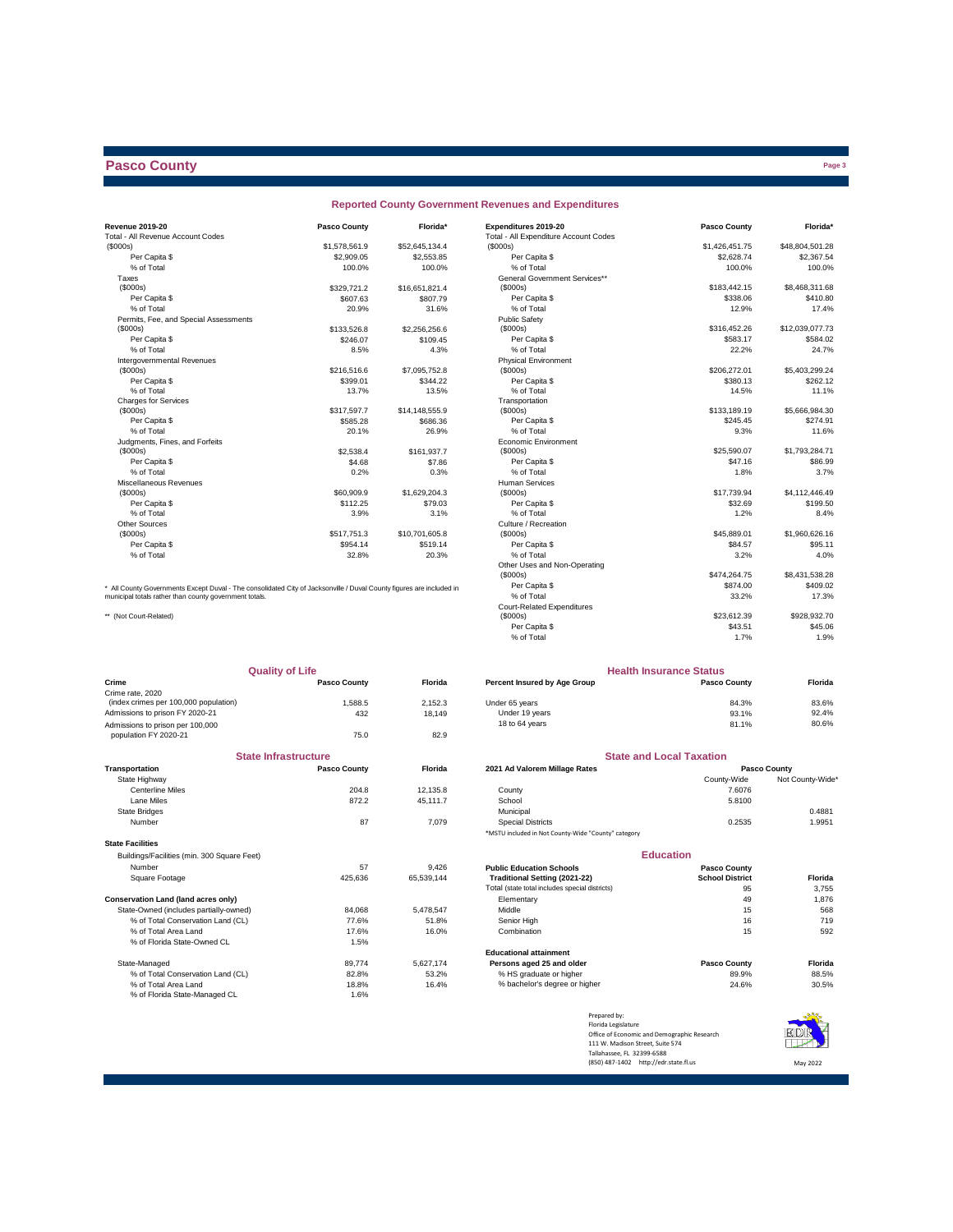# Pasco County

## Reported County Government Revenues and Expenditures

| Revenue 2019-20 | Pasco County | Florida* |
|---|---|---|
| Total - All Revenue Account Codes | | |
| ($000s) | $1,578,561.9 | $52,645,134.4 |
| Per Capita $ | $2,909.05 | $2,553.85 |
| % of Total | 100.0% | 100.0% |
| Taxes | | |
| ($000s) | $329,721.2 | $16,651,821.4 |
| Per Capita $ | $607.63 | $807.79 |
| % of Total | 20.9% | 31.6% |
| Permits, Fee, and Special Assessments | | |
| ($000s) | $133,526.8 | $2,256,256.6 |
| Per Capita $ | $246.07 | $109.45 |
| % of Total | 8.5% | 4.3% |
| Intergovernmental Revenues | | |
| ($000s) | $216,516.6 | $7,095,752.8 |
| Per Capita $ | $399.01 | $344.22 |
| % of Total | 13.7% | 13.5% |
| Charges for Services | | |
| ($000s) | $317,597.7 | $14,148,555.9 |
| Per Capita $ | $585.28 | $686.36 |
| % of Total | 20.1% | 26.9% |
| Judgments, Fines, and Forfeits | | |
| ($000s) | $2,538.4 | $161,937.7 |
| Per Capita $ | $4.68 | $7.86 |
| % of Total | 0.2% | 0.3% |
| Miscellaneous Revenues | | |
| ($000s) | $60,909.9 | $1,629,204.3 |
| Per Capita $ | $112.25 | $79.03 |
| % of Total | 3.9% | 3.1% |
| Other Sources | | |
| ($000s) | $517,751.3 | $10,701,605.8 |
| Per Capita $ | $954.14 | $519.14 |
| % of Total | 32.8% | 20.3% |

\* All County Governments Except Duval - The consolidated City of Jacksonville / Duval County figures are included in municipal totals rather than county government totals.

** (Not Court-Related)

| Expenditures 2019-20 | Pasco County | Florida* |
|---|---|---|
| Total - All Expenditure Account Codes | | |
| ($000s) | $1,426,451.75 | $48,804,501.28 |
| Per Capita $ | $2,628.74 | $2,367.54 |
| % of Total | 100.0% | 100.0% |
| General Government Services** | | |
| ($000s) | $183,442.15 | $8,468,311.68 |
| Per Capita $ | $338.06 | $410.80 |
| % of Total | 12.9% | 17.4% |
| Public Safety | | |
| ($000s) | $316,452.26 | $12,039,077.73 |
| Per Capita $ | $583.17 | $584.02 |
| % of Total | 22.2% | 24.7% |
| Physical Environment | | |
| ($000s) | $206,272.01 | $5,403,299.24 |
| Per Capita $ | $380.13 | $262.12 |
| % of Total | 14.5% | 11.1% |
| Transportation | | |
| ($000s) | $133,189.19 | $5,666,984.30 |
| Per Capita $ | $245.45 | $274.91 |
| % of Total | 9.3% | 11.6% |
| Economic Environment | | |
| ($000s) | $25,590.07 | $1,793,284.71 |
| Per Capita $ | $47.16 | $86.99 |
| % of Total | 1.8% | 3.7% |
| Human Services | | |
| ($000s) | $17,739.94 | $4,112,446.49 |
| Per Capita $ | $32.69 | $199.50 |
| % of Total | 1.2% | 8.4% |
| Culture / Recreation | | |
| ($000s) | $45,889.01 | $1,960,626.16 |
| Per Capita $ | $84.57 | $95.11 |
| % of Total | 3.2% | 4.0% |
| Other Uses and Non-Operating | | |
| ($000s) | $474,264.75 | $8,431,538.28 |
| Per Capita $ | $874.00 | $409.02 |
| % of Total | 33.2% | 17.3% |
| Court-Related Expenditures | | |
| ($000s) | $23,612.39 | $928,932.70 |
| Per Capita $ | $43.51 | $45.06 |
| % of Total | 1.7% | 1.9% |

## Quality of Life

| Crime | Pasco County | Florida |
|---|---|---|
| Crime rate, 2020 (index crimes per 100,000 population) | 1,588.5 | 2,152.3 |
| Admissions to prison FY 2020-21 | 432 | 18,149 |
| Admissions to prison per 100,000 population FY 2020-21 | 75.0 | 82.9 |

## Health Insurance Status

| Percent Insured by Age Group | Pasco County | Florida |
|---|---|---|
| Under 65 years | 84.3% | 83.6% |
| Under 19 years | 93.1% | 92.4% |
| 18 to 64 years | 81.1% | 80.6% |

## State Infrastructure

| Transportation | Pasco County | Florida |
|---|---|---|
| State Highway | | |
| Centerline Miles | 204.8 | 12,135.8 |
| Lane Miles | 872.2 | 45,111.7 |
| State Bridges | | |
| Number | 87 | 7,079 |
| **State Facilities** | | |
| Buildings/Facilities (min. 300 Square Feet) | | |
| Number | 57 | 9,426 |
| Square Footage | 425,636 | 65,539,144 |
| **Conservation Land (land acres only)** | | |
| State-Owned (includes partially-owned) | 84,068 | 5,478,547 |
| % of Total Conservation Land (CL) | 77.6% | 51.8% |
| % of Total Area Land | 17.6% | 16.0% |
| % of Florida State-Owned CL | 1.5% | |
| State-Managed | 89,774 | 5,627,174 |
| % of Total Conservation Land (CL) | 82.8% | 53.2% |
| % of Total Area Land | 18.8% | 16.4% |
| % of Florida State-Managed CL | 1.6% | |

## State and Local Taxation

| 2021 Ad Valorem Millage Rates | Pasco County County-Wide | Pasco County Not County-Wide* |
|---|---|---|
| County | 7.6076 | |
| School | 5.8100 | |
| Municipal | | 0.4881 |
| Special Districts | 0.2535 | 1.9951 |

*MSTU included in Not County-Wide "County" category

## Education

| Public Education Schools Traditional Setting (2021-22) | Pasco County School District | Florida |
|---|---|---|
| Total (state total includes special districts) | 95 | 3,755 |
| Elementary | 49 | 1,876 |
| Middle | 15 | 568 |
| Senior High | 16 | 719 |
| Combination | 15 | 592 |

| Educational attainment Persons aged 25 and older | Pasco County | Florida |
|---|---|---|
| % HS graduate or higher | 89.9% | 88.5% |
| % bachelor's degree or higher | 24.6% | 30.5% |

Prepared by:
Florida Legislature
Office of Economic and Demographic Research
111 W. Madison Street, Suite 574
Tallahassee, FL 32399-6588
(850) 487-1402 http://edr.state.fl.us

May 2022